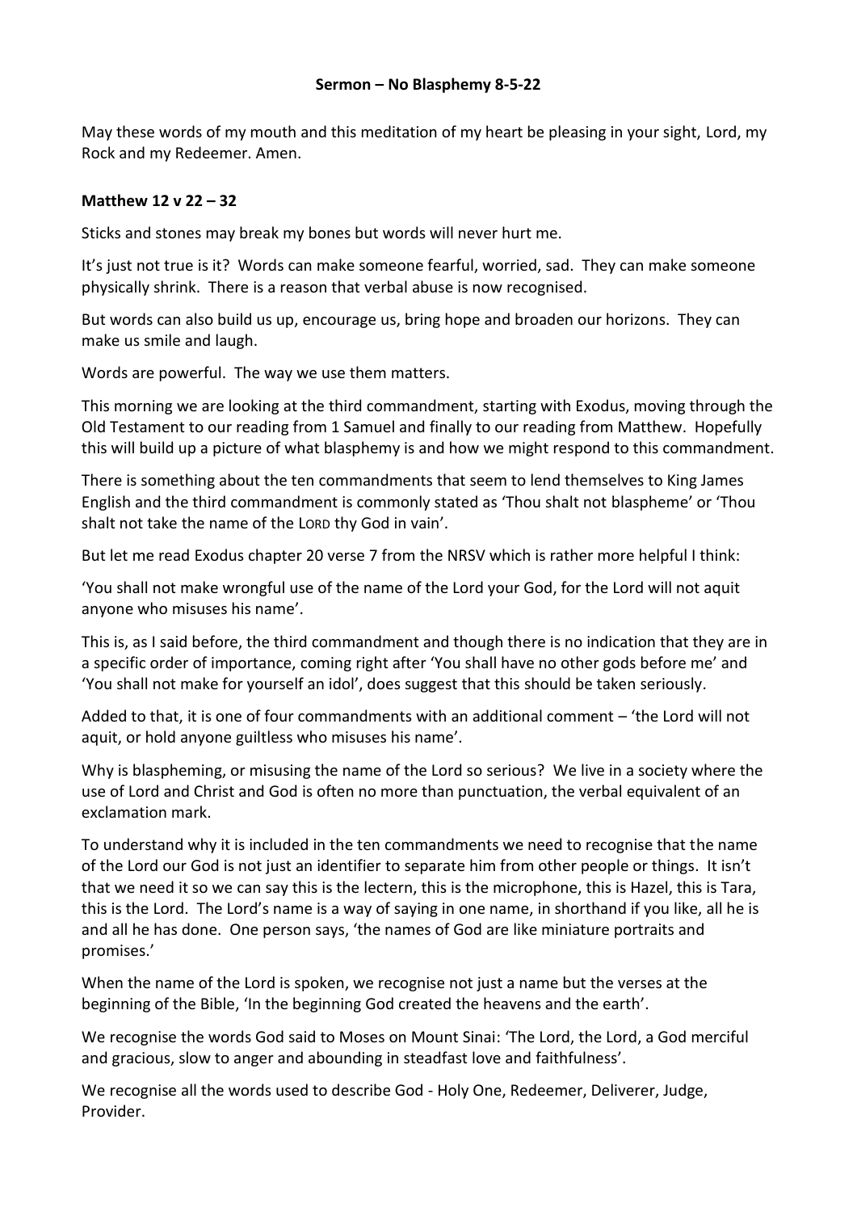**Sermon – No Blasphemy 8-5-22**

May these words of my mouth and this meditation of my heart be pleasing in your sight, Lord, my Rock and my Redeemer. Amen.

**Matthew 12 v 22 – 32**

Sticks and stones may break my bones but words will never hurt me.

It's just not true is it? Words can make someone fearful, worried, sad. They can make someone physically shrink. There is a reason that verbal abuse is now recognised.

But words can also build us up, encourage us, bring hope and broaden our horizons. They can make us smile and laugh.

Words are powerful. The way we use them matters.

This morning we are looking at the third commandment, starting with Exodus, moving through the Old Testament to our reading from 1 Samuel and finally to our reading from Matthew. Hopefully this will build up a picture of what blasphemy is and how we might respond to this commandment.

There is something about the ten commandments that seem to lend themselves to King James English and the third commandment is commonly stated as 'Thou shalt not blaspheme' or 'Thou shalt not take the name of the LORD thy God in vain'.

But let me read Exodus chapter 20 verse 7 from the NRSV which is rather more helpful I think:

'You shall not make wrongful use of the name of the Lord your God, for the Lord will not aquit anyone who misuses his name'.

This is, as I said before, the third commandment and though there is no indication that they are in a specific order of importance, coming right after 'You shall have no other gods before me' and 'You shall not make for yourself an idol', does suggest that this should be taken seriously.

Added to that, it is one of four commandments with an additional comment – 'the Lord will not aquit, or hold anyone guiltless who misuses his name'.

Why is blaspheming, or misusing the name of the Lord so serious? We live in a society where the use of Lord and Christ and God is often no more than punctuation, the verbal equivalent of an exclamation mark.

To understand why it is included in the ten commandments we need to recognise that the name of the Lord our God is not just an identifier to separate him from other people or things. It isn't that we need it so we can say this is the lectern, this is the microphone, this is Hazel, this is Tara, this is the Lord. The Lord's name is a way of saying in one name, in shorthand if you like, all he is and all he has done. One person says, 'the names of God are like miniature portraits and promises.'

When the name of the Lord is spoken, we recognise not just a name but the verses at the beginning of the Bible, 'In the beginning God created the heavens and the earth'.

We recognise the words God said to Moses on Mount Sinai: 'The Lord, the Lord, a God merciful and gracious, slow to anger and abounding in steadfast love and faithfulness'.

We recognise all the words used to describe God - Holy One, Redeemer, Deliverer, Judge, Provider.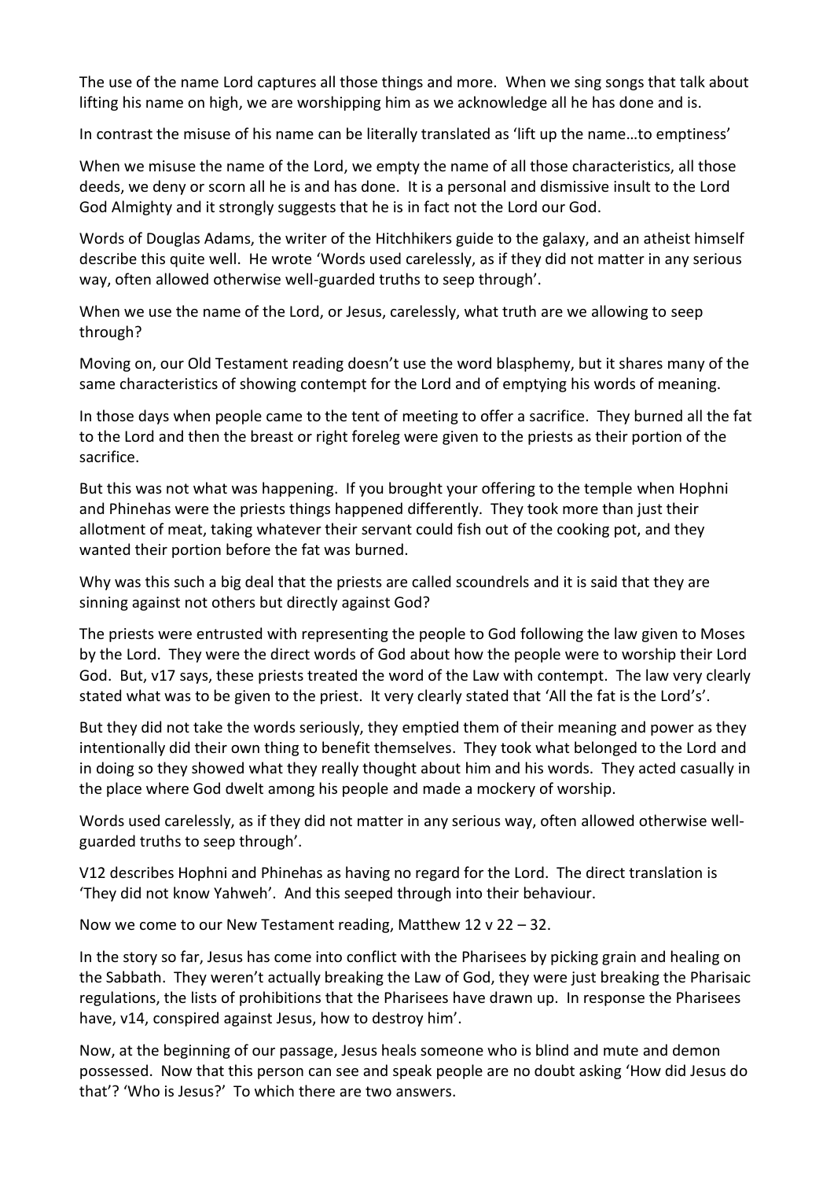The use of the name Lord captures all those things and more. When we sing songs that talk about lifting his name on high, we are worshipping him as we acknowledge all he has done and is.

In contrast the misuse of his name can be literally translated as 'lift up the name…to emptiness'

When we misuse the name of the Lord, we empty the name of all those characteristics, all those deeds, we deny or scorn all he is and has done. It is a personal and dismissive insult to the Lord God Almighty and it strongly suggests that he is in fact not the Lord our God.

Words of Douglas Adams, the writer of the Hitchhikers guide to the galaxy, and an atheist himself describe this quite well. He wrote 'Words used carelessly, as if they did not matter in any serious way, often allowed otherwise well-guarded truths to seep through'.

When we use the name of the Lord, or Jesus, carelessly, what truth are we allowing to seep through?

Moving on, our Old Testament reading doesn't use the word blasphemy, but it shares many of the same characteristics of showing contempt for the Lord and of emptying his words of meaning.

In those days when people came to the tent of meeting to offer a sacrifice. They burned all the fat to the Lord and then the breast or right foreleg were given to the priests as their portion of the sacrifice.

But this was not what was happening. If you brought your offering to the temple when Hophni and Phinehas were the priests things happened differently. They took more than just their allotment of meat, taking whatever their servant could fish out of the cooking pot, and they wanted their portion before the fat was burned.

Why was this such a big deal that the priests are called scoundrels and it is said that they are sinning against not others but directly against God?

The priests were entrusted with representing the people to God following the law given to Moses by the Lord. They were the direct words of God about how the people were to worship their Lord God. But, v17 says, these priests treated the word of the Law with contempt. The law very clearly stated what was to be given to the priest. It very clearly stated that 'All the fat is the Lord's'.

But they did not take the words seriously, they emptied them of their meaning and power as they intentionally did their own thing to benefit themselves. They took what belonged to the Lord and in doing so they showed what they really thought about him and his words. They acted casually in the place where God dwelt among his people and made a mockery of worship.

Words used carelessly, as if they did not matter in any serious way, often allowed otherwise well-guarded truths to seep through'.

V12 describes Hophni and Phinehas as having no regard for the Lord. The direct translation is 'They did not know Yahweh'. And this seeped through into their behaviour.

Now we come to our New Testament reading, Matthew 12 v 22 – 32.

In the story so far, Jesus has come into conflict with the Pharisees by picking grain and healing on the Sabbath. They weren't actually breaking the Law of God, they were just breaking the Pharisaic regulations, the lists of prohibitions that the Pharisees have drawn up. In response the Pharisees have, v14, conspired against Jesus, how to destroy him'.

Now, at the beginning of our passage, Jesus heals someone who is blind and mute and demon possessed. Now that this person can see and speak people are no doubt asking 'How did Jesus do that'? 'Who is Jesus?' To which there are two answers.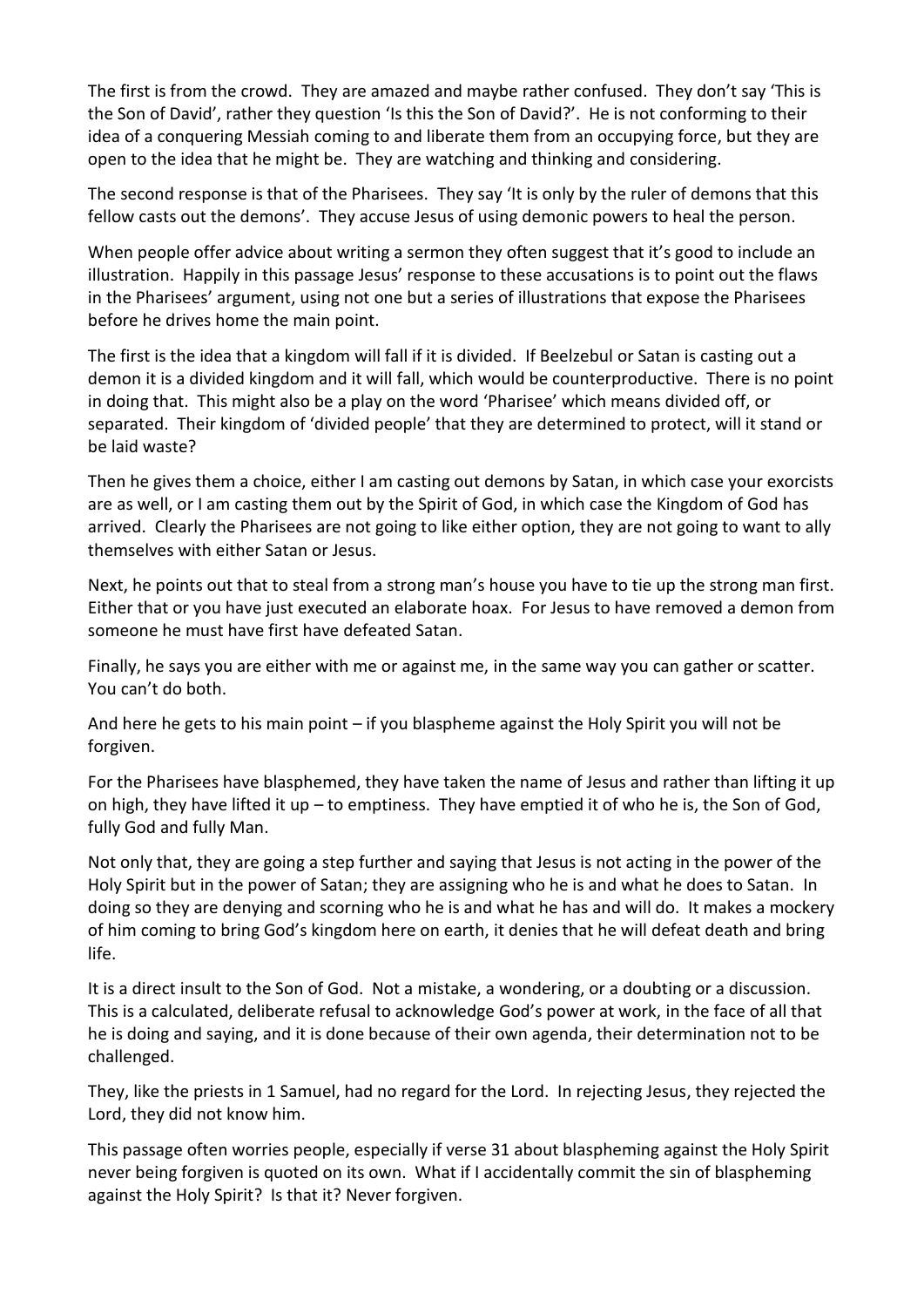The first is from the crowd. They are amazed and maybe rather confused. They don't say 'This is the Son of David', rather they question 'Is this the Son of David?'. He is not conforming to their idea of a conquering Messiah coming to and liberate them from an occupying force, but they are open to the idea that he might be. They are watching and thinking and considering.

The second response is that of the Pharisees. They say 'It is only by the ruler of demons that this fellow casts out the demons'. They accuse Jesus of using demonic powers to heal the person.

When people offer advice about writing a sermon they often suggest that it's good to include an illustration. Happily in this passage Jesus' response to these accusations is to point out the flaws in the Pharisees' argument, using not one but a series of illustrations that expose the Pharisees before he drives home the main point.

The first is the idea that a kingdom will fall if it is divided. If Beelzebul or Satan is casting out a demon it is a divided kingdom and it will fall, which would be counterproductive. There is no point in doing that. This might also be a play on the word 'Pharisee' which means divided off, or separated. Their kingdom of 'divided people' that they are determined to protect, will it stand or be laid waste?

Then he gives them a choice, either I am casting out demons by Satan, in which case your exorcists are as well, or I am casting them out by the Spirit of God, in which case the Kingdom of God has arrived. Clearly the Pharisees are not going to like either option, they are not going to want to ally themselves with either Satan or Jesus.

Next, he points out that to steal from a strong man's house you have to tie up the strong man first. Either that or you have just executed an elaborate hoax. For Jesus to have removed a demon from someone he must have first have defeated Satan.

Finally, he says you are either with me or against me, in the same way you can gather or scatter. You can't do both.

And here he gets to his main point – if you blaspheme against the Holy Spirit you will not be forgiven.

For the Pharisees have blasphemed, they have taken the name of Jesus and rather than lifting it up on high, they have lifted it up – to emptiness. They have emptied it of who he is, the Son of God, fully God and fully Man.

Not only that, they are going a step further and saying that Jesus is not acting in the power of the Holy Spirit but in the power of Satan; they are assigning who he is and what he does to Satan. In doing so they are denying and scorning who he is and what he has and will do. It makes a mockery of him coming to bring God's kingdom here on earth, it denies that he will defeat death and bring life.

It is a direct insult to the Son of God. Not a mistake, a wondering, or a doubting or a discussion. This is a calculated, deliberate refusal to acknowledge God's power at work, in the face of all that he is doing and saying, and it is done because of their own agenda, their determination not to be challenged.

They, like the priests in 1 Samuel, had no regard for the Lord. In rejecting Jesus, they rejected the Lord, they did not know him.

This passage often worries people, especially if verse 31 about blaspheming against the Holy Spirit never being forgiven is quoted on its own. What if I accidentally commit the sin of blaspheming against the Holy Spirit? Is that it? Never forgiven.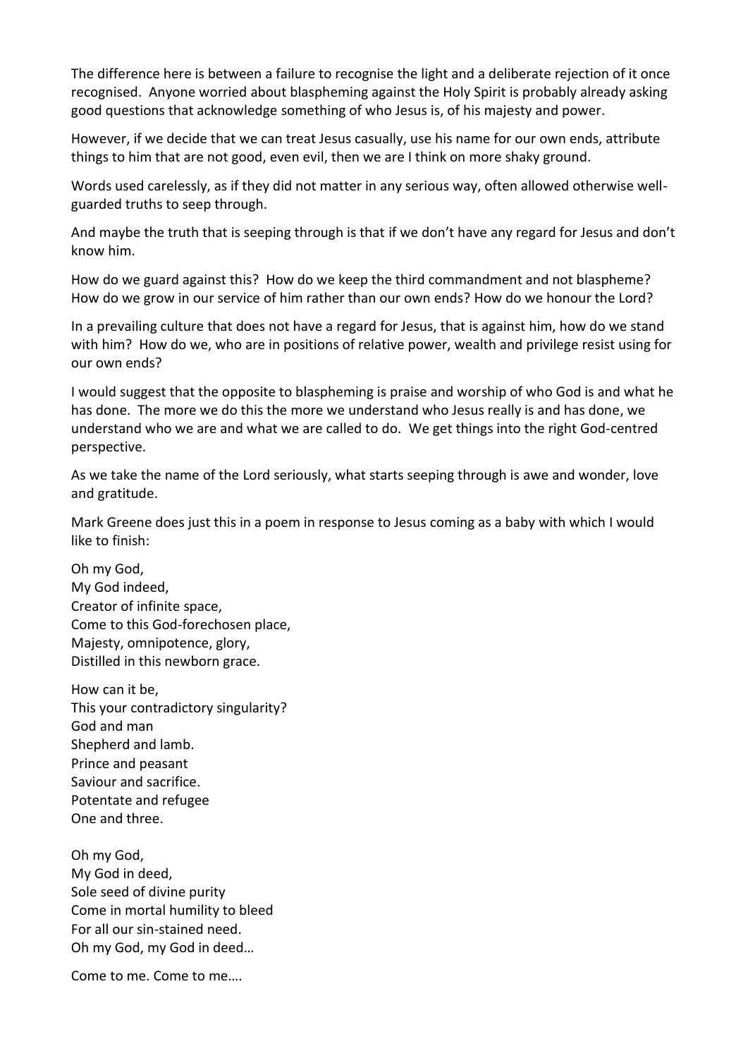The difference here is between a failure to recognise the light and a deliberate rejection of it once recognised. Anyone worried about blaspheming against the Holy Spirit is probably already asking good questions that acknowledge something of who Jesus is, of his majesty and power.

However, if we decide that we can treat Jesus casually, use his name for our own ends, attribute things to him that are not good, even evil, then we are I think on more shaky ground.

Words used carelessly, as if they did not matter in any serious way, often allowed otherwise well-guarded truths to seep through.

And maybe the truth that is seeping through is that if we don't have any regard for Jesus and don't know him.

How do we guard against this? How do we keep the third commandment and not blaspheme? How do we grow in our service of him rather than our own ends? How do we honour the Lord?

In a prevailing culture that does not have a regard for Jesus, that is against him, how do we stand with him? How do we, who are in positions of relative power, wealth and privilege resist using for our own ends?

I would suggest that the opposite to blaspheming is praise and worship of who God is and what he has done. The more we do this the more we understand who Jesus really is and has done, we understand who we are and what we are called to do. We get things into the right God-centred perspective.

As we take the name of the Lord seriously, what starts seeping through is awe and wonder, love and gratitude.

Mark Greene does just this in a poem in response to Jesus coming as a baby with which I would like to finish:

Oh my God,  
My God indeed,  
Creator of infinite space,  
Come to this God-forechosen place,  
Majesty, omnipotence, glory,  
Distilled in this newborn grace.

How can it be,  
This your contradictory singularity?  
God and man  
Shepherd and lamb.  
Prince and peasant  
Saviour and sacrifice.  
Potentate and refugee  
One and three.

Oh my God,  
My God in deed,  
Sole seed of divine purity  
Come in mortal humility to bleed  
For all our sin-stained need.  
Oh my God, my God in deed…

Come to me. Come to me….